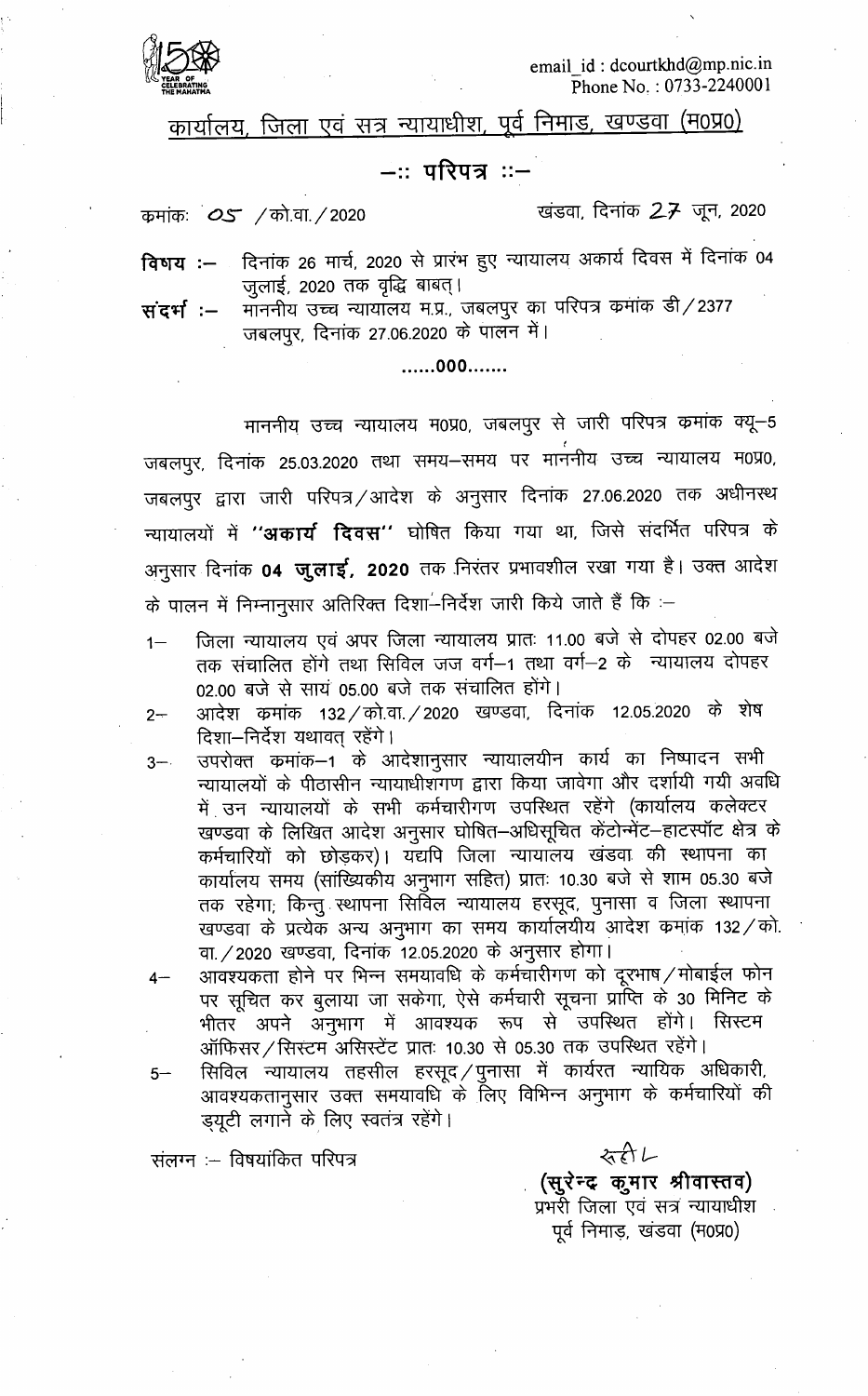email_id : dcourtkhd@mp.nic.in
Phone No. : 0733-2240001

## कार्यालय, जिला एवं सत्र न्यायाधीश, पूर्व निमाड, खण्डवा (म0प्र0)

### —:: परिपत्र ::—

क्रमांकः 05 /को.वा./2020 खंडवा, दिनांक 27 जून, 2020

**विषय :—** दिनांक 26 मार्च, 2020 से प्रारंभ हुए न्यायालय अकार्य दिवस में दिनांक 04 जुलाई, 2020 तक वृद्धि बाबत्।

**संदर्भ :—** माननीय उच्च न्यायालय म.प्र., जबलपुर का परिपत्र कमांक डी/2377 जबलपुर, दिनांक 27.06.2020 के पालन में।

......000.......

माननीय उच्च न्यायालय म0प्र0, जबलपुर से जारी परिपत्र कमांक क्यू–5 जबलपुर, दिनांक 25.03.2020 तथा समय–समय पर माननीय उच्च न्यायालय म0प्र0, जबलपुर द्वारा जारी परिपत्र/आदेश के अनुसार दिनांक 27.06.2020 तक अधीनस्थ न्यायालयों में **"अकार्य दिवस"** घोषित किया गया था, जिसे संदर्भित परिपत्र के अनुसार दिनांक **04 जुलाई, 2020** तक निरंतर प्रभावशील रखा गया है। उक्त आदेश के पालन में निम्नानुसार अतिरिक्त दिशा–निर्देश जारी किये जाते हैं कि :—

1— जिला न्यायालय एवं अपर जिला न्यायालय प्रातः 11.00 बजे से दोपहर 02.00 बजे तक संचालित होंगे तथा सिविल जज वर्ग–1 तथा वर्ग–2 के न्यायालय दोपहर 02.00 बजे से सायं 05.00 बजे तक संचालित होंगे।

2— आदेश कमांक 132/को.वा./2020 खण्डवा, दिनांक 12.05.2020 के शेष दिशा–निर्देश यथावत् रहेंगे।

3— उपरोक्त कमांक–1 के आदेशानुसार न्यायालयीन कार्य का निष्पादन सभी न्यायालयों के पीठासीन न्यायाधीशगण द्वारा किया जावेगा और दर्शायी गयी अवधि में उन न्यायालयों के सभी कर्मचारीगण उपस्थित रहेंगे (कार्यालय कलेक्टर खण्डवा के लिखित आदेश अनुसार घोषित–अधिसूचित कंटोन्मेंट–हाटस्पॉट क्षेत्र के कर्मचारियों को छोड़कर)। यद्यपि जिला न्यायालय खंडवा की स्थापना का कार्यालय समय (सांख्यिकीय अनुभाग सहित) प्रातः 10.30 बजे से शाम 05.30 बजे तक रहेगा; किन्तु स्थापना सिविल न्यायालय हरसूद, पुनासा व जिला स्थापना खण्डवा के प्रत्येक अन्य अनुभाग का समय कार्यालयीय आदेश कमांक 132/को.वा./2020 खण्डवा, दिनांक 12.05.2020 के अनुसार होगा।

4— आवश्यकता होने पर भिन्न समयावधि के कर्मचारीगण को दूरभाष/मोबाईल फोन पर सूचित कर बुलाया जा सकेगा, ऐसे कर्मचारी सूचना प्राप्ति के 30 मिनिट के भीतर अपने अनुभाग में आवश्यक रूप से उपस्थित होंगे। सिस्टम ऑफिसर/सिस्टम असिस्टेंट प्रातः 10.30 से 05.30 तक उपस्थित रहेंगे।

5— सिविल न्यायालय तहसील हरसूद/पुनासा में कार्यरत न्यायिक अधिकारी, आवश्यकतानुसार उक्त समयावधि के लिए विभिन्न अनुभाग के कर्मचारियों की ड्यूटी लगाने के लिए स्वतंत्र रहेंगे।

संलग्न :— विषयांकित परिपत्र

**(सुरेन्द्र कुमार श्रीवास्तव)**
प्रभारी जिला एवं सत्र न्यायाधीश
पूर्व निमाड़, खंडवा (म0प्र0)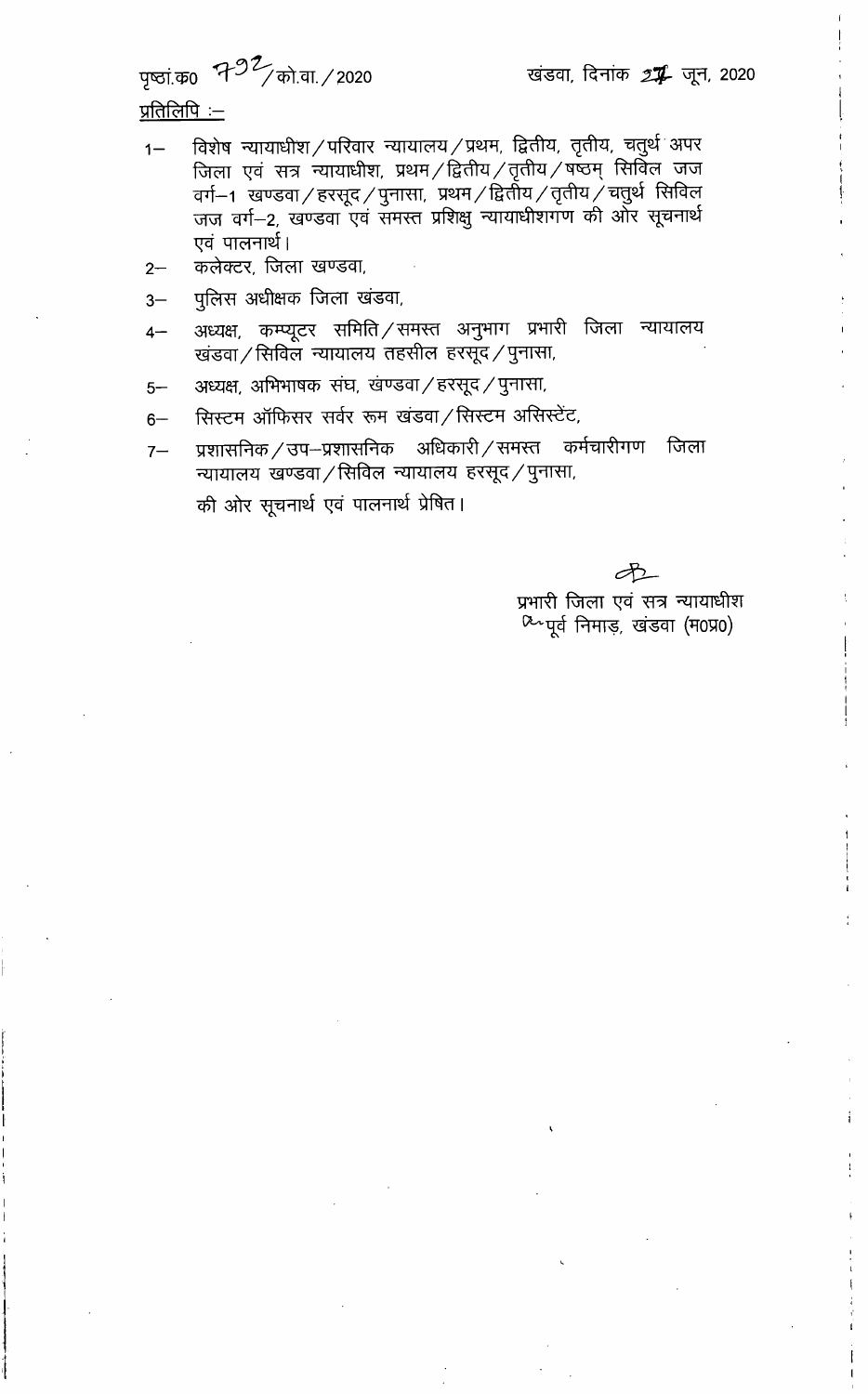पृष्ठां.क0 792/को.वा./2020 खंडवा, दिनांक 27 जून, 2020

<u>प्रतिलिपि :–</u>

1– विशेष न्यायाधीश/परिवार न्यायालय/प्रथम, द्वितीय, तृतीय, चतुर्थ अपर जिला एवं सत्र न्यायाधीश, प्रथम/द्वितीय/तृतीय/षष्ठम् सिविल जज वर्ग–1 खण्डवा/हरसूद/पुनासा, प्रथम/द्वितीय/तृतीय/चतुर्थ सिविल जज वर्ग–2, खण्डवा एवं समस्त प्रशिक्षु न्यायाधीशगण की ओर सूचनार्थ एवं पालनार्थ।

2– कलेक्टर, जिला खण्डवा,

3– पुलिस अधीक्षक जिला खंडवा,

4– अध्यक्ष, कम्प्यूटर समिति/समस्त अनुभाग प्रभारी जिला न्यायालय खंडवा/सिविल न्यायालय तहसील हरसूद/पुनासा,

5– अध्यक्ष, अभिभाषक संघ, खंण्डवा/हरसूद/पुनासा,

6– सिस्टम ऑफिसर सर्वर रूम खंडवा/सिस्टम असिस्टेंट,

7– प्रशासनिक/उप–प्रशासनिक अधिकारी/समस्त कर्मचारीगण जिला न्यायालय खण्डवा/सिविल न्यायालय हरसूद/पुनासा,

की ओर सूचनार्थ एवं पालनार्थ प्रेषित।

प्रभारी जिला एवं सत्र न्यायाधीश
पूर्व निमाड़, खंडवा (म0प्र0)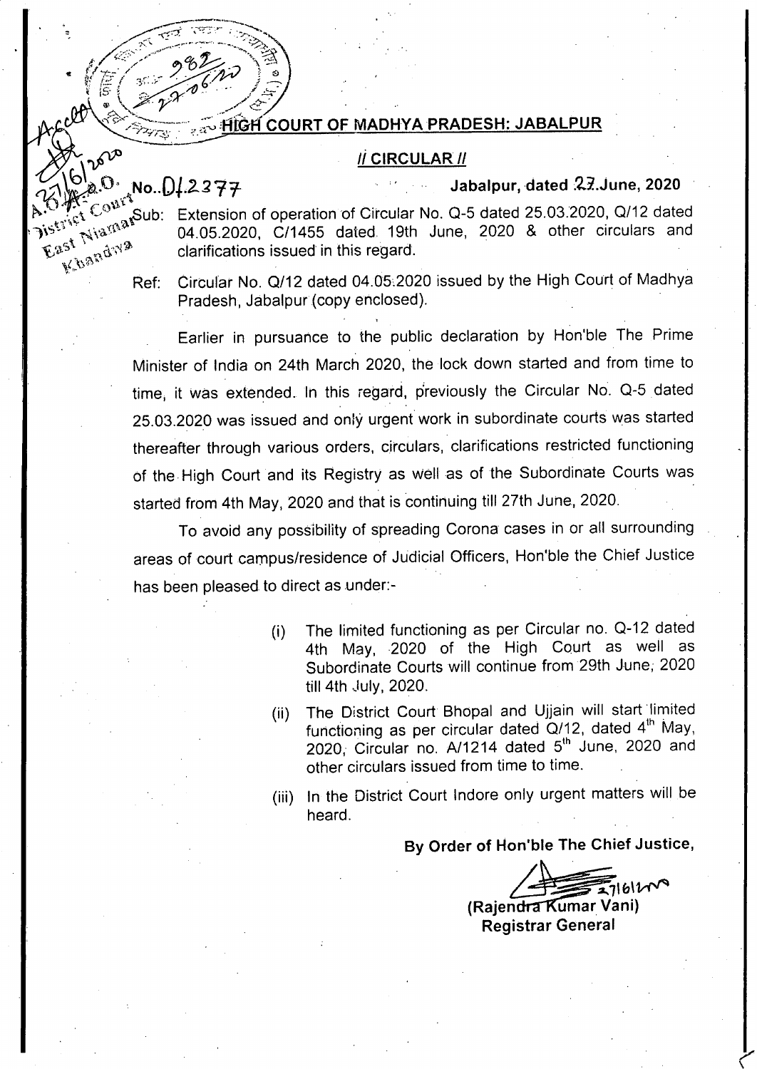## HIGH COURT OF MADHYA PRADESH: JABALPUR

### // CIRCULAR //

No. D/.2377 — Jabalpur, dated 27.June, 2020

Sub: Extension of operation of Circular No. Q-5 dated 25.03.2020, Q/12 dated 04.05.2020, C/1455 dated 19th June, 2020 & other circulars and clarifications issued in this regard.

Ref: Circular No. Q/12 dated 04.05.2020 issued by the High Court of Madhya Pradesh, Jabalpur (copy enclosed).

Earlier in pursuance to the public declaration by Hon'ble The Prime Minister of India on 24th March 2020, the lock down started and from time to time, it was extended. In this regard, previously the Circular No. Q-5 dated 25.03.2020 was issued and only urgent work in subordinate courts was started thereafter through various orders, circulars, clarifications restricted functioning of the High Court and its Registry as well as of the Subordinate Courts was started from 4th May, 2020 and that is continuing till 27th June, 2020.

To avoid any possibility of spreading Corona cases in or all surrounding areas of court campus/residence of Judicial Officers, Hon'ble the Chief Justice has been pleased to direct as under:-

(i) The limited functioning as per Circular no. Q-12 dated 4th May, 2020 of the High Court as well as Subordinate Courts will continue from 29th June, 2020 till 4th July, 2020.

(ii) The District Court Bhopal and Ujjain will start limited functioning as per circular dated Q/12, dated 4th May, 2020, Circular no. A/1214 dated 5th June, 2020 and other circulars issued from time to time.

(iii) In the District Court Indore only urgent matters will be heard.

**By Order of Hon'ble The Chief Justice,**

27/6/2020

**(Rajendra Kumar Vani)**
**Registrar General**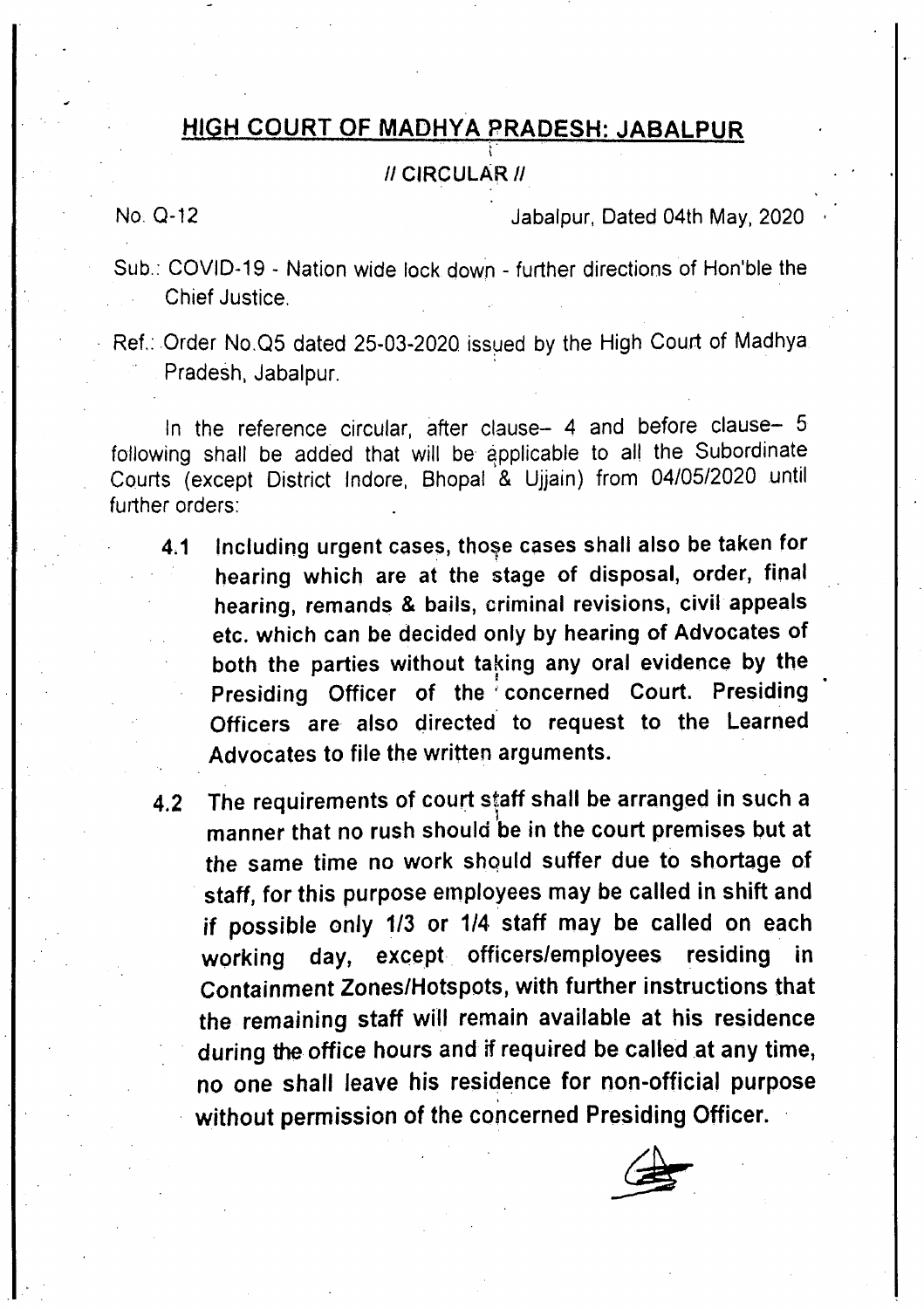## HIGH COURT OF MADHYA PRADESH: JABALPUR

// CIRCULAR //

No. Q-12 Jabalpur, Dated 04th May, 2020

Sub.: COVID-19 - Nation wide lock down - further directions of Hon'ble the Chief Justice.

Ref.: Order No.Q5 dated 25-03-2020 issued by the High Court of Madhya Pradesh, Jabalpur.

In the reference circular, after clause– 4 and before clause– 5 following shall be added that will be applicable to all the Subordinate Courts (except District Indore, Bhopal & Ujjain) from 04/05/2020 until further orders:

**4.1 Including urgent cases, those cases shall also be taken for hearing which are at the stage of disposal, order, final hearing, remands & bails, criminal revisions, civil appeals etc. which can be decided only by hearing of Advocates of both the parties without taking any oral evidence by the Presiding Officer of the concerned Court. Presiding Officers are also directed to request to the Learned Advocates to file the written arguments.**

**4.2 The requirements of court staff shall be arranged in such a manner that no rush should be in the court premises but at the same time no work should suffer due to shortage of staff, for this purpose employees may be called in shift and if possible only 1/3 or 1/4 staff may be called on each working day, except officers/employees residing in Containment Zones/Hotspots, with further instructions that the remaining staff will remain available at his residence during the office hours and if required be called at any time, no one shall leave his residence for non-official purpose without permission of the concerned Presiding Officer.**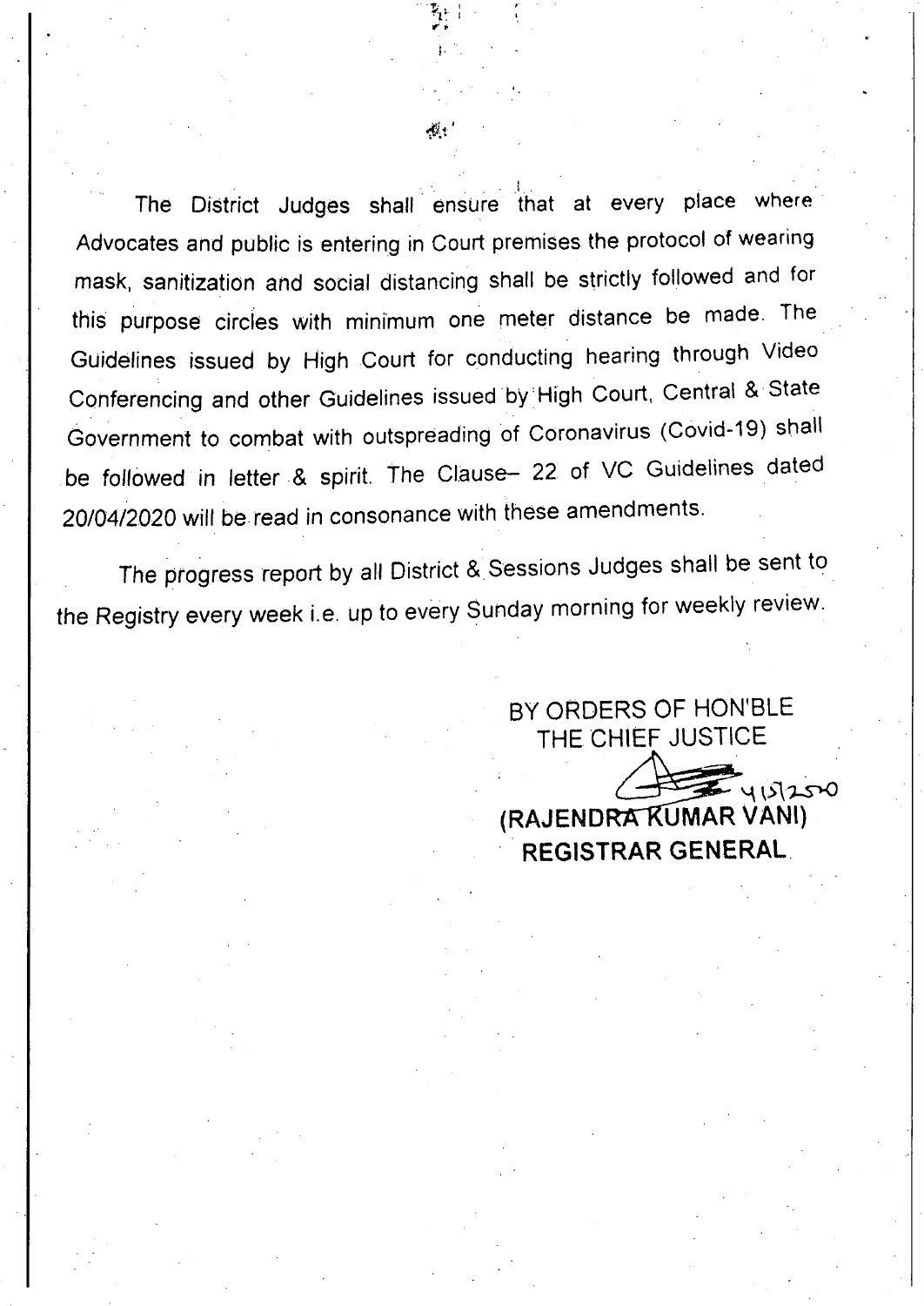The District Judges shall ensure that at every place where Advocates and public is entering in Court premises the protocol of wearing mask, sanitization and social distancing shall be strictly followed and for this purpose circles with minimum one meter distance be made. The Guidelines issued by High Court for conducting hearing through Video Conferencing and other Guidelines issued by High Court, Central & State Government to combat with outspreading of Coronavirus (Covid-19) shall be followed in letter & spirit. The Clause– 22 of VC Guidelines dated 20/04/2020 will be read in consonance with these amendments.

The progress report by all District & Sessions Judges shall be sent to the Registry every week i.e. up to every Sunday morning for weekly review.

BY ORDERS OF HON'BLE THE CHIEF JUSTICE

4/5/2020

**(RAJENDRA KUMAR VANI)**
**REGISTRAR GENERAL**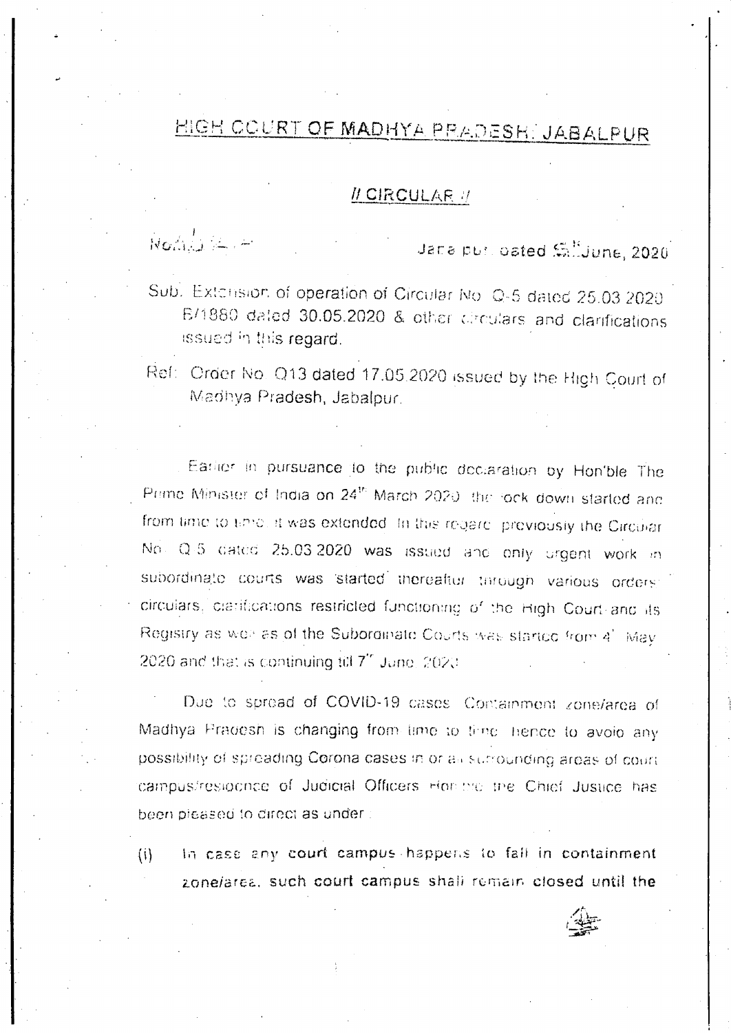# HIGH COURT OF MADHYA PRADESH: JABALPUR

## // CIRCULAR //

No. Q-14 Jabalpur dated 5th June, 2020

Sub: Extension of operation of Circular No. Q-5 dated 25.03.2020, B/1880 dated 30.05.2020 & other circulars and clarifications issued in this regard.

Ref: Order No. Q13 dated 17.05.2020 issued by the High Court of Madhya Pradesh, Jabalpur.

Earlier in pursuance to the public declaration by Hon'ble The Prime Minister of India on 24th March 2020 the lock down started and from time to time it was extended. In this regard previously the Circular No. Q-5 dated 25.03.2020 was issued and only urgent work in subordinate courts was started thereafter through various orders/circulars, clarifications restricted functioning of the High Court and its Registry as well as of the Subordinate Courts was started from 4th May 2020 and that is continuing till 7th June 2020.

Due to spread of COVID-19 cases, Containment zone/area of Madhya Pradesh is changing from time to time, hence to avoid any possibility of spreading Corona cases in or at surrounding areas of court campus/residence of Judicial Officers, Hon'ble the Chief Justice has been pleased to direct as under:

(i) In case any **court campus** happens to fall in **containment zone/area**, such court campus shall remain **closed until the**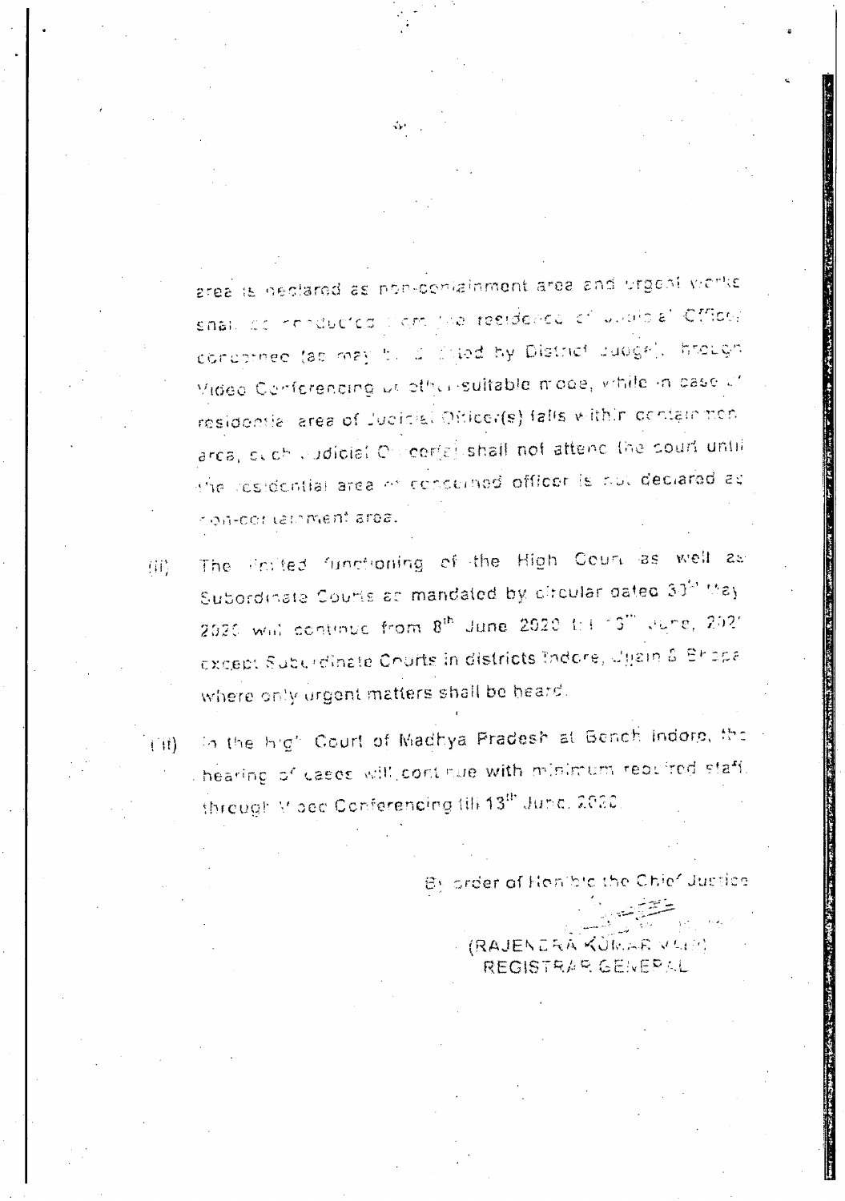area is declared as non-containment area and urgent works shall be conducted from the residence of Judicial Officer concerned (as may be directed by District Judge), through Video Conferencing or other suitable mode, while in case of residential area of Judicial Officer(s) falls within containment area, such Judicial Officer(s) shall not attend the court until the residential area of concerned officer is not declared as non-containment area.

(ii) The limited functioning of the High Court as well as Subordinate Courts as mandated by circular dated 30th May 2020 will continue from 8th June 2020 till 13th June, 2020 except Subordinate Courts in districts Indore, Ujjain & Bhopal where only urgent matters shall be heard.

(iii) In the High Court of Madhya Pradesh at Bench Indore, the hearing of cases will continue with minimum required staff through Video Conferencing till 13th June, 2020.

By order of Hon'ble the Chief Justice

(RAJENDRA KUMAR VANI)
REGISTRAR GENERAL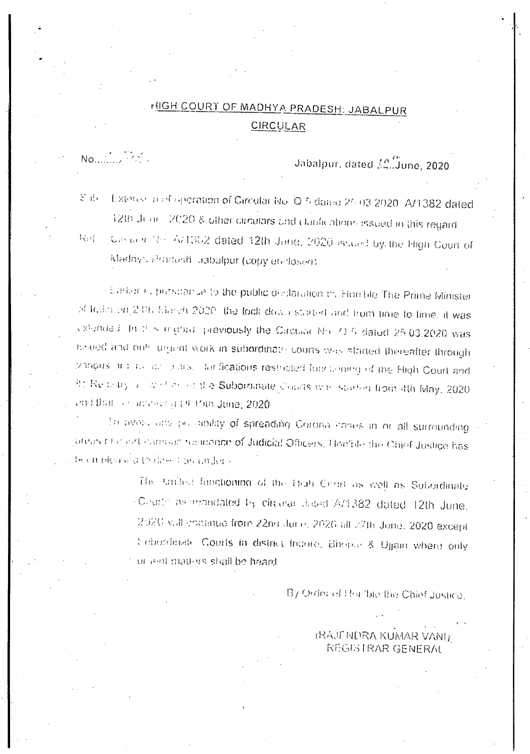# HIGH COURT OF MADHYA PRADESH: JABALPUR

## CIRCULAR

No...........

Jabalpur, dated 19th June, 2020

Sub: Extension of operation of Circular No. Q-5 dated 25.03.2020, A/1382 dated 12th June, 2020 & other circulars and clarifications issued in this regard.

Ref: Circular No. A/1382 dated 12th June, 2020 issued by the High Court of Madhya Pradesh Jabalpur (copy enclosed)

Earlier in pursuance to the public declaration by Hon'ble The Prime Minister of India on 24th March 2020, the lock down started and from time to time, it was extended. In this regard, previously the Circular No. Q-5 dated 25.03.2020 was issued and only urgent work in subordinate courts was started thereafter through various orders/circulars/clarifications restricted functioning of the High Court and its Registry as well as of the Subordinate Courts was started from 4th May, 2020 and then continuing till 19th June, 2020.

To avoid any possibility of spreading Corona cases in or all surrounding areas of court campus residence of Judicial Officers, Hon'ble the Chief Justice has been pleased to direct as under:-

> The limited functioning of the High Court as well as Subordinate Courts as mandated by circular dated A/1382 dated 12th June, 2020 will continue from 22nd June, 2020 till 27th June, 2020 except Subordinate Courts in district Indore, Bhopal & Ujjain where only urgent matters shall be heard.

By Order of Hon'ble the Chief Justice,

(RAJENDRA KUMAR VANI)
REGISTRAR GENERAL